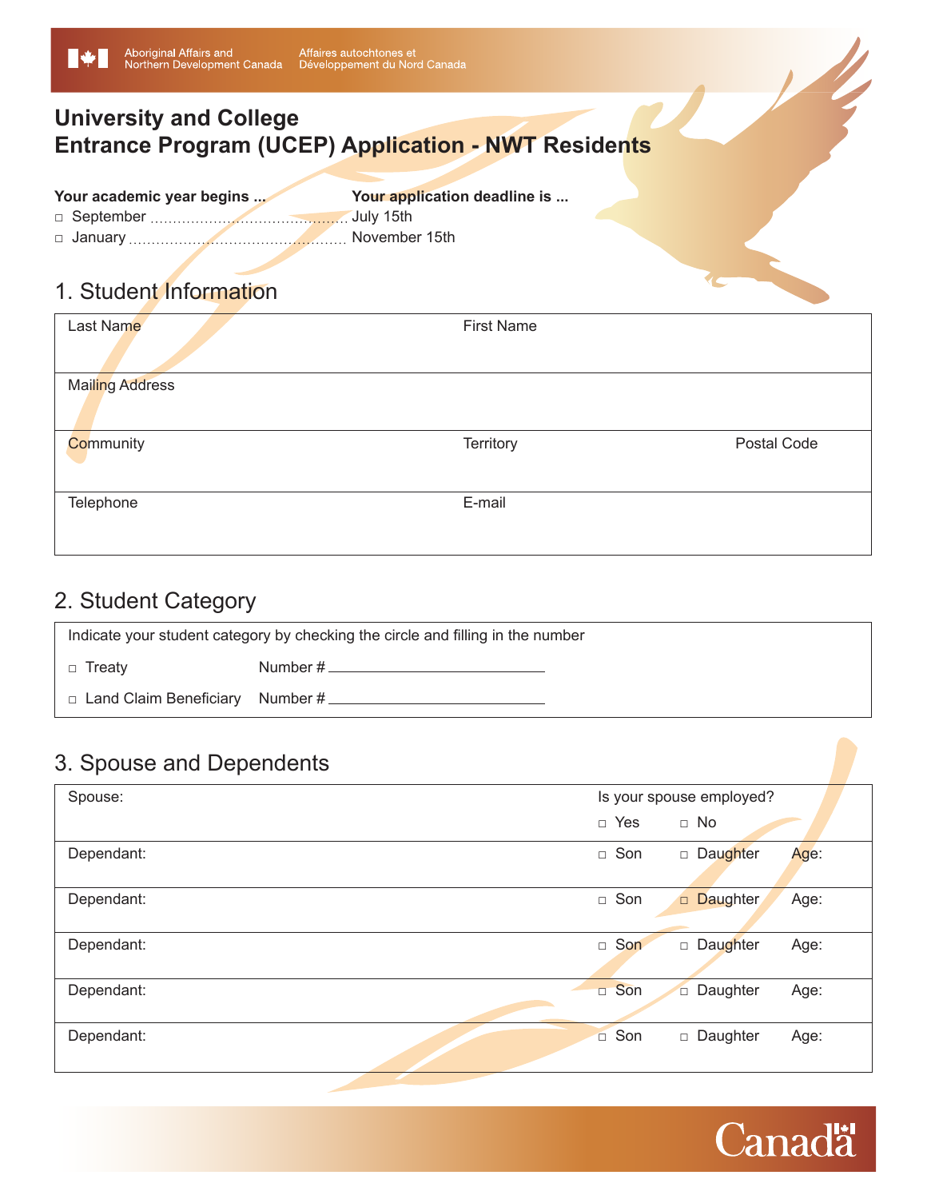Aboriginal Affairs and Northern Development Canada | Affaires autochtones et Développement du Nord Canada

# University and College Entrance Program (UCEP) Application - NWT Residents

| Your academic year begins ... | Your application deadline is ... |
|---|---|
| ☐ September | July 15th |
| ☐ January | November 15th |

## 1. Student Information

| Last Name | First Name | |
|---|---|---|
| Mailing Address | | |
| Community | Territory | Postal Code |
| Telephone | E-mail | |

## 2. Student Category

Indicate your student category by checking the circle and filling in the number

☐ Treaty Number # ______________________

☐ Land Claim Beneficiary Number # ______________________

## 3. Spouse and Dependents

| Spouse: | Is your spouse employed? ☐ Yes ☐ No | | |
|---|---|---|---|
| Dependant: | ☐ Son | ☐ Daughter | Age: |
| Dependant: | ☐ Son | ☐ Daughter | Age: |
| Dependant: | ☐ Son | ☐ Daughter | Age: |
| Dependant: | ☐ Son | ☐ Daughter | Age: |
| Dependant: | ☐ Son | ☐ Daughter | Age: |

Canada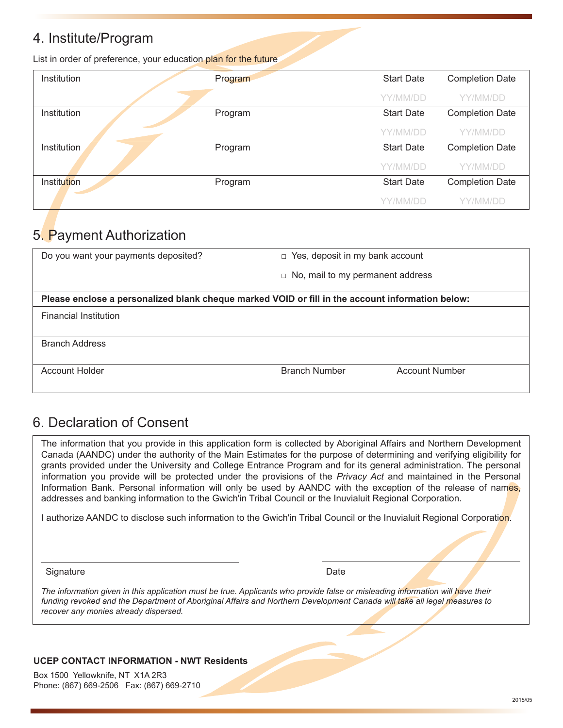## 4. Institute/Program

List in order of preference, your education plan for the future

| | | | |
|---|---|---|---|
| Institution | Program | Start Date<br>YY/MM/DD | Completion Date<br>YY/MM/DD |
| Institution | Program | Start Date<br>YY/MM/DD | Completion Date<br>YY/MM/DD |
| Institution | Program | Start Date<br>YY/MM/DD | Completion Date<br>YY/MM/DD |
| Institution | Program | Start Date<br>YY/MM/DD | Completion Date<br>YY/MM/DD |

## 5. Payment Authorization

| | | |
|---|---|---|
| Do you want your payments deposited? | □ Yes, deposit in my bank account<br>□ No, mail to my permanent address | |
| **Please enclose a personalized blank cheque marked VOID or fill in the account information below:** | | |
| Financial Institution | | |
| Branch Address | | |
| Account Holder | Branch Number | Account Number |

## 6. Declaration of Consent

The information that you provide in this application form is collected by Aboriginal Affairs and Northern Development Canada (AANDC) under the authority of the Main Estimates for the purpose of determining and verifying eligibility for grants provided under the University and College Entrance Program and for its general administration. The personal information you provide will be protected under the provisions of the *Privacy Act* and maintained in the Personal Information Bank. Personal information will only be used by AANDC with the exception of the release of names, addresses and banking information to the Gwich'in Tribal Council or the Inuvialuit Regional Corporation.

I authorize AANDC to disclose such information to the Gwich'in Tribal Council or the Inuvialuit Regional Corporation.

Signature ______________________ Date ______________________

*The information given in this application must be true. Applicants who provide false or misleading information will have their funding revoked and the Department of Aboriginal Affairs and Northern Development Canada will take all legal measures to recover any monies already dispersed.*

**UCEP CONTACT INFORMATION - NWT Residents**

Box 1500 Yellowknife, NT X1A 2R3
Phone: (867) 669-2506 Fax: (867) 669-2710

2015/05